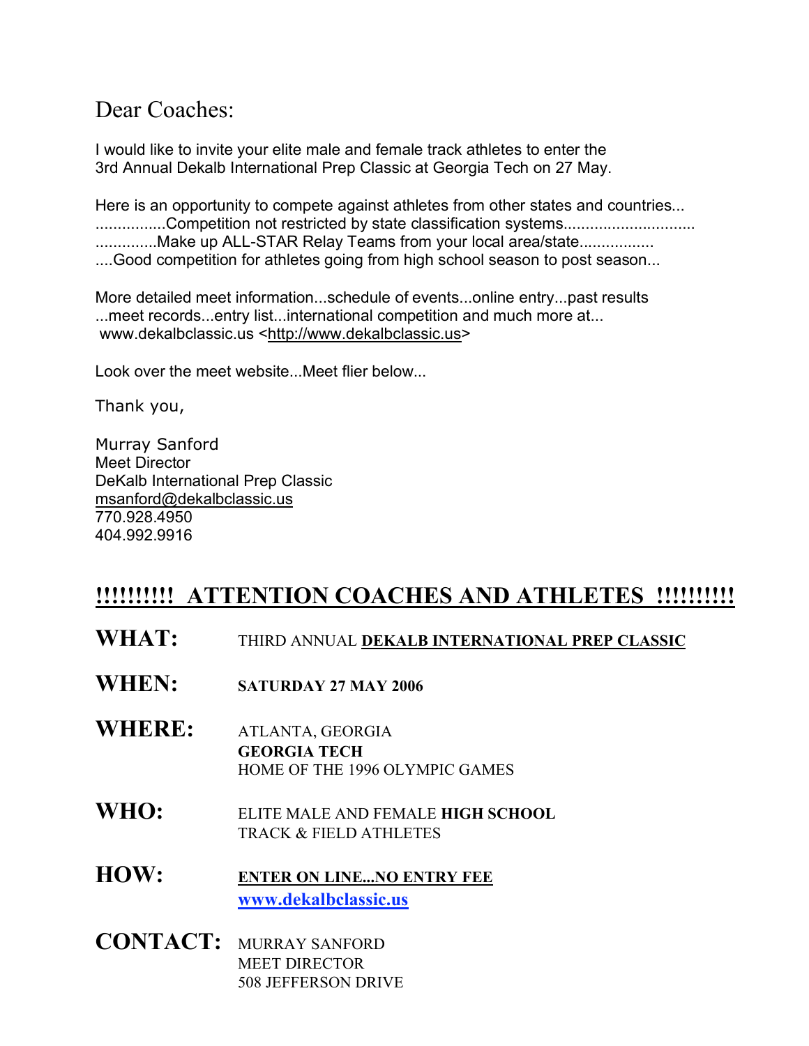Dear Coaches:

I would like to invite your elite male and female track athletes to enter the
3rd Annual Dekalb International Prep Classic at Georgia Tech on 27 May.

Here is an opportunity to compete against athletes from other states and countries...
................Competition not restricted by state classification systems.............................
..............Make up ALL-STAR Relay Teams from your local area/state.................
....Good competition for athletes going from high school season to post season...

More detailed meet information...schedule of events...online entry...past results
...meet records...entry list...international competition and much more at...
www.dekalbclassic.us <http://www.dekalbclassic.us>

Look over the meet website...Meet flier below...

Thank you,

Murray Sanford
Meet Director
DeKalb International Prep Classic
msanford@dekalbclassic.us
770.928.4950
404.992.9916

## !!!!!!!!! ATTENTION COACHES AND ATHLETES !!!!!!!!!

**WHAT:** THIRD ANNUAL **DEKALB INTERNATIONAL PREP CLASSIC**

**WHEN:** **SATURDAY 27 MAY 2006**

**WHERE:** ATLANTA, GEORGIA
**GEORGIA TECH**
HOME OF THE 1996 OLYMPIC GAMES

**WHO:** ELITE MALE AND FEMALE **HIGH SCHOOL** TRACK & FIELD ATHLETES

**HOW:** **ENTER ON LINE...NO ENTRY FEE**
**www.dekalbclassic.us**

**CONTACT:** MURRAY SANFORD
MEET DIRECTOR
508 JEFFERSON DRIVE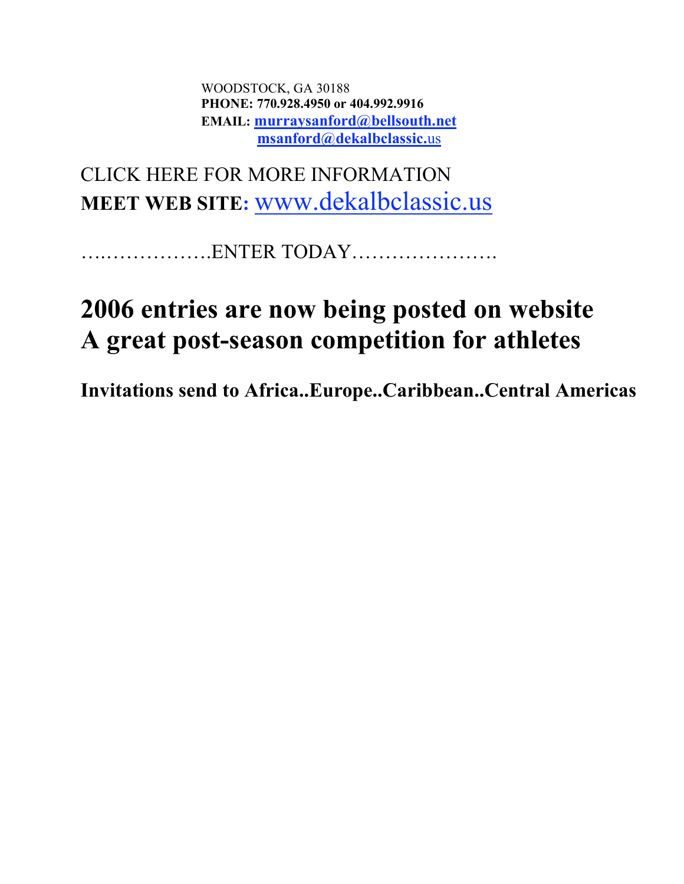WOODSTOCK, GA 30188
**PHONE: 770.928.4950 or 404.992.9916**
**EMAIL: murraysanford@bellsouth.net**
**msanford@dekalbclassic.**us

CLICK HERE FOR MORE INFORMATION
**MEET WEB SITE**: www.dekalbclassic.us

…..…………….ENTER TODAY…………………

# 2006 entries are now being posted on website A great post-season competition for athletes

**Invitations send to Africa..Europe..Caribbean..Central Americas**